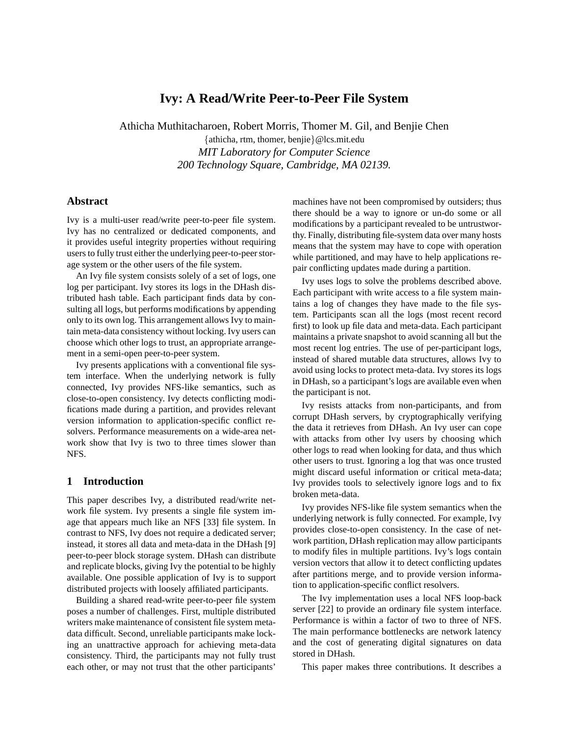# Ivy: A Read/Write Peer-to-Peer File System

Athicha Muthitacharoen, Robert Morris, Thomer M. Gil, and Benjie Chen

{athicha, rtm, thomer, benjie}@lcs.mit.edu

*MIT Laboratory for Computer Science*

*200 Technology Square, Cambridge, MA 02139.*

## Abstract

Ivy is a multi-user read/write peer-to-peer file system. Ivy has no centralized or dedicated components, and it provides useful integrity properties without requiring users to fully trust either the underlying peer-to-peer storage system or the other users of the file system.

An Ivy file system consists solely of a set of logs, one log per participant. Ivy stores its logs in the DHash distributed hash table. Each participant finds data by consulting all logs, but performs modifications by appending only to its own log. This arrangement allows Ivy to maintain meta-data consistency without locking. Ivy users can choose which other logs to trust, an appropriate arrangement in a semi-open peer-to-peer system.

Ivy presents applications with a conventional file system interface. When the underlying network is fully connected, Ivy provides NFS-like semantics, such as close-to-open consistency. Ivy detects conflicting modifications made during a partition, and provides relevant version information to application-specific conflict resolvers. Performance measurements on a wide-area network show that Ivy is two to three times slower than NFS.

## 1 Introduction

This paper describes Ivy, a distributed read/write network file system. Ivy presents a single file system image that appears much like an NFS [33] file system. In contrast to NFS, Ivy does not require a dedicated server; instead, it stores all data and meta-data in the DHash [9] peer-to-peer block storage system. DHash can distribute and replicate blocks, giving Ivy the potential to be highly available. One possible application of Ivy is to support distributed projects with loosely affiliated participants.

Building a shared read-write peer-to-peer file system poses a number of challenges. First, multiple distributed writers make maintenance of consistent file system meta-data difficult. Second, unreliable participants make locking an unattractive approach for achieving meta-data consistency. Third, the participants may not fully trust each other, or may not trust that the other participants' machines have not been compromised by outsiders; thus there should be a way to ignore or un-do some or all modifications by a participant revealed to be untrustworthy. Finally, distributing file-system data over many hosts means that the system may have to cope with operation while partitioned, and may have to help applications repair conflicting updates made during a partition.

Ivy uses logs to solve the problems described above. Each participant with write access to a file system maintains a log of changes they have made to the file system. Participants scan all the logs (most recent record first) to look up file data and meta-data. Each participant maintains a private snapshot to avoid scanning all but the most recent log entries. The use of per-participant logs, instead of shared mutable data structures, allows Ivy to avoid using locks to protect meta-data. Ivy stores its logs in DHash, so a participant's logs are available even when the participant is not.

Ivy resists attacks from non-participants, and from corrupt DHash servers, by cryptographically verifying the data it retrieves from DHash. An Ivy user can cope with attacks from other Ivy users by choosing which other logs to read when looking for data, and thus which other users to trust. Ignoring a log that was once trusted might discard useful information or critical meta-data; Ivy provides tools to selectively ignore logs and to fix broken meta-data.

Ivy provides NFS-like file system semantics when the underlying network is fully connected. For example, Ivy provides close-to-open consistency. In the case of network partition, DHash replication may allow participants to modify files in multiple partitions. Ivy's logs contain version vectors that allow it to detect conflicting updates after partitions merge, and to provide version information to application-specific conflict resolvers.

The Ivy implementation uses a local NFS loop-back server [22] to provide an ordinary file system interface. Performance is within a factor of two to three of NFS. The main performance bottlenecks are network latency and the cost of generating digital signatures on data stored in DHash.

This paper makes three contributions. It describes a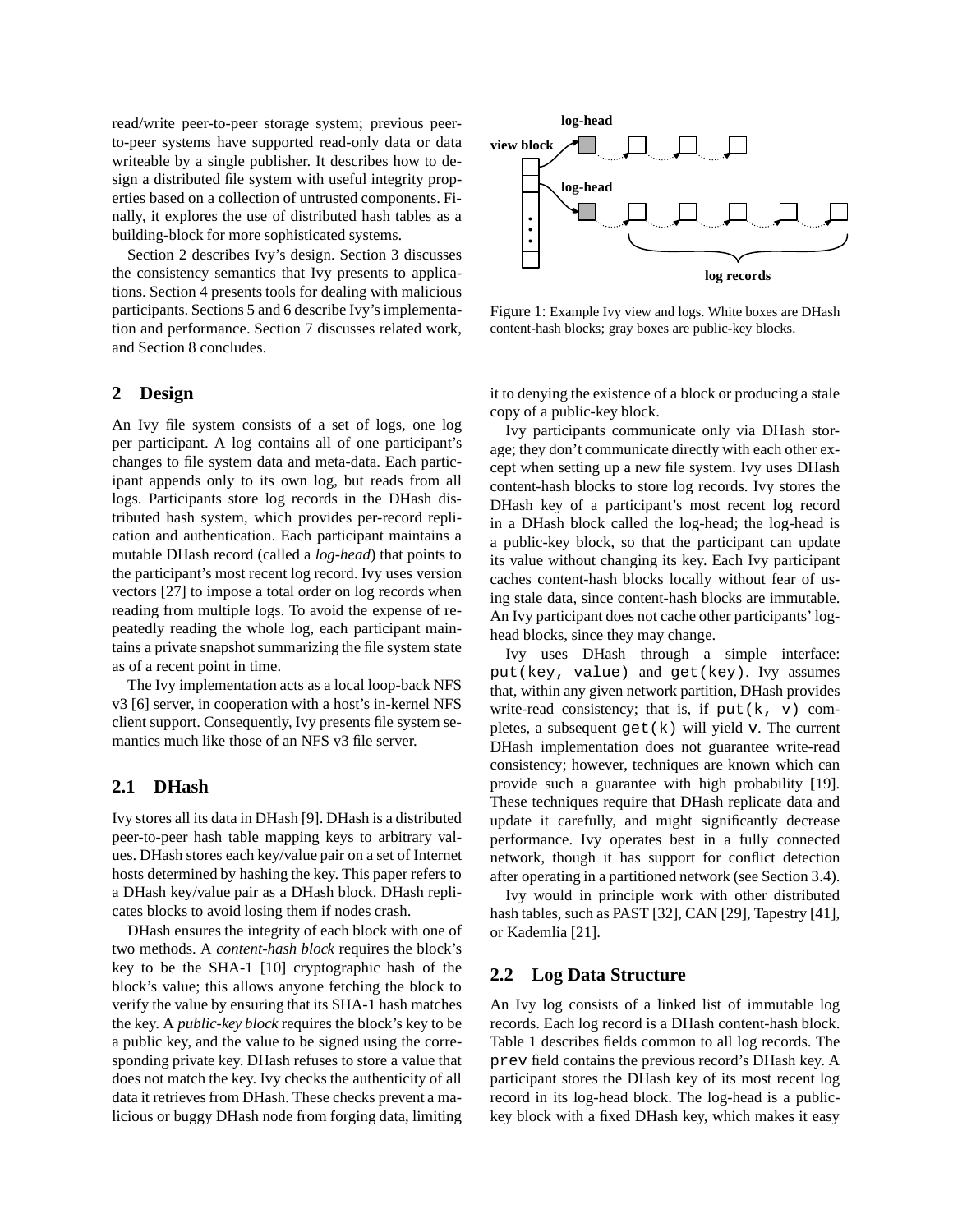read/write peer-to-peer storage system; previous peer-to-peer systems have supported read-only data or data writeable by a single publisher. It describes how to design a distributed file system with useful integrity properties based on a collection of untrusted components. Finally, it explores the use of distributed hash tables as a building-block for more sophisticated systems.

Section 2 describes Ivy's design. Section 3 discusses the consistency semantics that Ivy presents to applications. Section 4 presents tools for dealing with malicious participants. Sections 5 and 6 describe Ivy's implementation and performance. Section 7 discusses related work, and Section 8 concludes.

## 2 Design

An Ivy file system consists of a set of logs, one log per participant. A log contains all of one participant's changes to file system data and meta-data. Each participant appends only to its own log, but reads from all logs. Participants store log records in the DHash distributed hash system, which provides per-record replication and authentication. Each participant maintains a mutable DHash record (called a *log-head*) that points to the participant's most recent log record. Ivy uses version vectors [27] to impose a total order on log records when reading from multiple logs. To avoid the expense of repeatedly reading the whole log, each participant maintains a private snapshot summarizing the file system state as of a recent point in time.

The Ivy implementation acts as a local loop-back NFS v3 [6] server, in cooperation with a host's in-kernel NFS client support. Consequently, Ivy presents file system semantics much like those of an NFS v3 file server.

### 2.1 DHash

Ivy stores all its data in DHash [9]. DHash is a distributed peer-to-peer hash table mapping keys to arbitrary values. DHash stores each key/value pair on a set of Internet hosts determined by hashing the key. This paper refers to a DHash key/value pair as a DHash block. DHash replicates blocks to avoid losing them if nodes crash.

DHash ensures the integrity of each block with one of two methods. A *content-hash block* requires the block's key to be the SHA-1 [10] cryptographic hash of the block's value; this allows anyone fetching the block to verify the value by ensuring that its SHA-1 hash matches the key. A *public-key block* requires the block's key to be a public key, and the value to be signed using the corresponding private key. DHash refuses to store a value that does not match the key. Ivy checks the authenticity of all data it retrieves from DHash. These checks prevent a malicious or buggy DHash node from forging data, limiting it to denying the existence of a block or producing a stale copy of a public-key block.

Figure 1: Example Ivy view and logs. White boxes are DHash content-hash blocks; gray boxes are public-key blocks.

Ivy participants communicate only via DHash storage; they don't communicate directly with each other except when setting up a new file system. Ivy uses DHash content-hash blocks to store log records. Ivy stores the DHash key of a participant's most recent log record in a DHash block called the log-head; the log-head is a public-key block, so that the participant can update its value without changing its key. Each Ivy participant caches content-hash blocks locally without fear of using stale data, since content-hash blocks are immutable. An Ivy participant does not cache other participants' log-head blocks, since they may change.

Ivy uses DHash through a simple interface: `put(key, value)` and `get(key)`. Ivy assumes that, within any given network partition, DHash provides write-read consistency; that is, if `put(k, v)` completes, a subsequent `get(k)` will yield `v`. The current DHash implementation does not guarantee write-read consistency; however, techniques are known which can provide such a guarantee with high probability [19]. These techniques require that DHash replicate data and update it carefully, and might significantly decrease performance. Ivy operates best in a fully connected network, though it has support for conflict detection after operating in a partitioned network (see Section 3.4).

Ivy would in principle work with other distributed hash tables, such as PAST [32], CAN [29], Tapestry [41], or Kademlia [21].

### 2.2 Log Data Structure

An Ivy log consists of a linked list of immutable log records. Each log record is a DHash content-hash block. Table 1 describes fields common to all log records. The `prev` field contains the previous record's DHash key. A participant stores the DHash key of its most recent log record in its log-head block. The log-head is a public-key block with a fixed DHash key, which makes it easy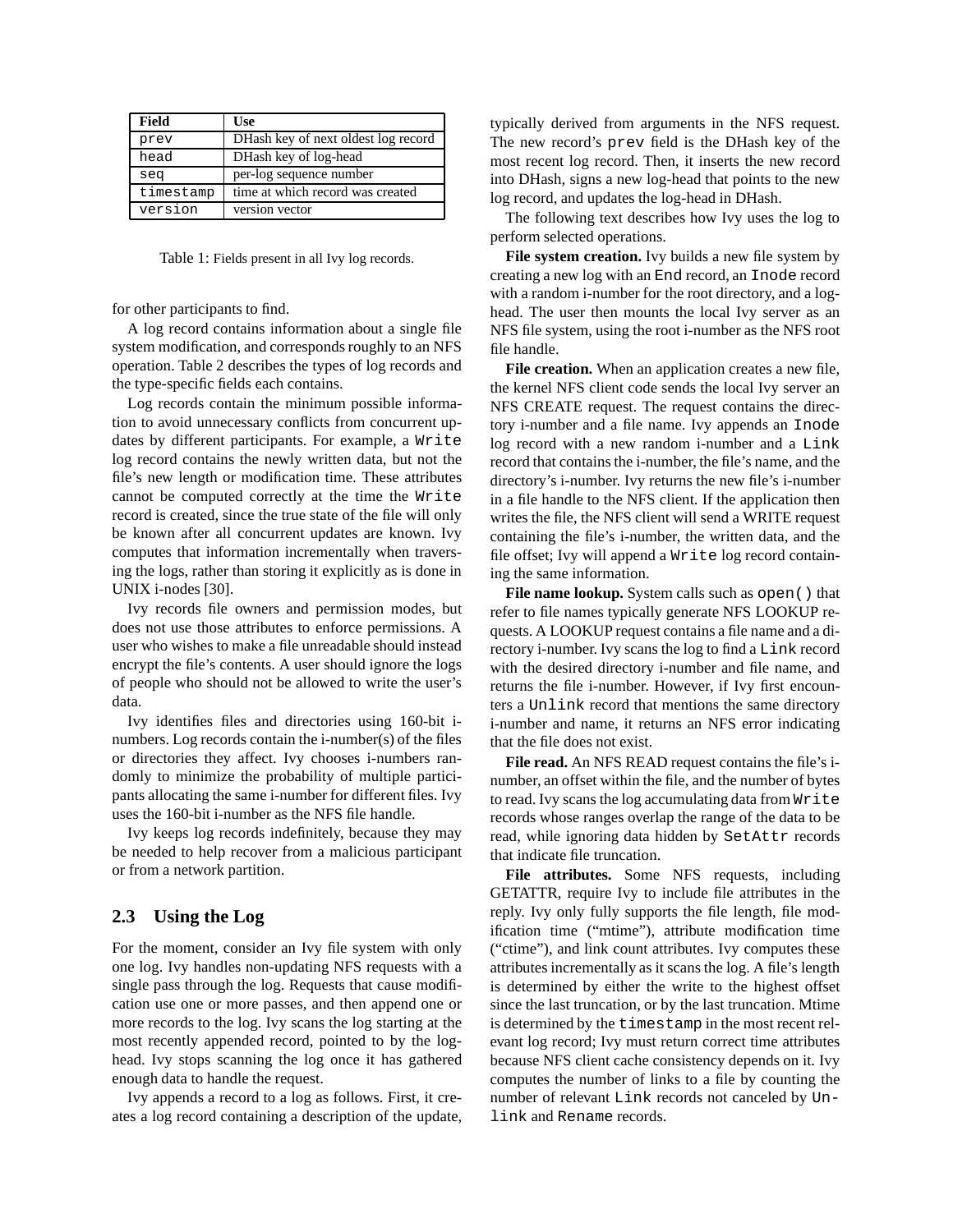| Field | Use |
| --- | --- |
| `prev` | DHash key of next oldest log record |
| `head` | DHash key of log-head |
| `seq` | per-log sequence number |
| `timestamp` | time at which record was created |
| `version` | version vector |

Table 1: Fields present in all Ivy log records.

for other participants to find.

A log record contains information about a single file system modification, and corresponds roughly to an NFS operation. Table 2 describes the types of log records and the type-specific fields each contains.

Log records contain the minimum possible information to avoid unnecessary conflicts from concurrent updates by different participants. For example, a `Write` log record contains the newly written data, but not the file's new length or modification time. These attributes cannot be computed correctly at the time the `Write` record is created, since the true state of the file will only be known after all concurrent updates are known. Ivy computes that information incrementally when traversing the logs, rather than storing it explicitly as is done in UNIX i-nodes [30].

Ivy records file owners and permission modes, but does not use those attributes to enforce permissions. A user who wishes to make a file unreadable should instead encrypt the file's contents. A user should ignore the logs of people who should not be allowed to write the user's data.

Ivy identifies files and directories using 160-bit i-numbers. Log records contain the i-number(s) of the files or directories they affect. Ivy chooses i-numbers randomly to minimize the probability of multiple participants allocating the same i-number for different files. Ivy uses the 160-bit i-number as the NFS file handle.

Ivy keeps log records indefinitely, because they may be needed to help recover from a malicious participant or from a network partition.

## 2.3 Using the Log

For the moment, consider an Ivy file system with only one log. Ivy handles non-updating NFS requests with a single pass through the log. Requests that cause modification use one or more passes, and then append one or more records to the log. Ivy scans the log starting at the most recently appended record, pointed to by the log-head. Ivy stops scanning the log once it has gathered enough data to handle the request.

Ivy appends a record to a log as follows. First, it creates a log record containing a description of the update, typically derived from arguments in the NFS request. The new record's `prev` field is the DHash key of the most recent log record. Then, it inserts the new record into DHash, signs a new log-head that points to the new log record, and updates the log-head in DHash.

The following text describes how Ivy uses the log to perform selected operations.

**File system creation.** Ivy builds a new file system by creating a new log with an `End` record, an `Inode` record with a random i-number for the root directory, and a log-head. The user then mounts the local Ivy server as an NFS file system, using the root i-number as the NFS root file handle.

**File creation.** When an application creates a new file, the kernel NFS client code sends the local Ivy server an NFS CREATE request. The request contains the directory i-number and a file name. Ivy appends an `Inode` log record with a new random i-number and a `Link` record that contains the i-number, the file's name, and the directory's i-number. Ivy returns the new file's i-number in a file handle to the NFS client. If the application then writes the file, the NFS client will send a WRITE request containing the file's i-number, the written data, and the file offset; Ivy will append a `Write` log record containing the same information.

**File name lookup.** System calls such as `open()` that refer to file names typically generate NFS LOOKUP requests. A LOOKUP request contains a file name and a directory i-number. Ivy scans the log to find a `Link` record with the desired directory i-number and file name, and returns the file i-number. However, if Ivy first encounters a `Unlink` record that mentions the same directory i-number and name, it returns an NFS error indicating that the file does not exist.

**File read.** An NFS READ request contains the file's i-number, an offset within the file, and the number of bytes to read. Ivy scans the log accumulating data from `Write` records whose ranges overlap the range of the data to be read, while ignoring data hidden by `SetAttr` records that indicate file truncation.

**File attributes.** Some NFS requests, including GETATTR, require Ivy to include file attributes in the reply. Ivy only fully supports the file length, file modification time ("mtime"), attribute modification time ("ctime"), and link count attributes. Ivy computes these attributes incrementally as it scans the log. A file's length is determined by either the write to the highest offset since the last truncation, or by the last truncation. Mtime is determined by the `timestamp` in the most recent relevant log record; Ivy must return correct time attributes because NFS client cache consistency depends on it. Ivy computes the number of links to a file by counting the number of relevant `Link` records not canceled by `Unlink` and `Rename` records.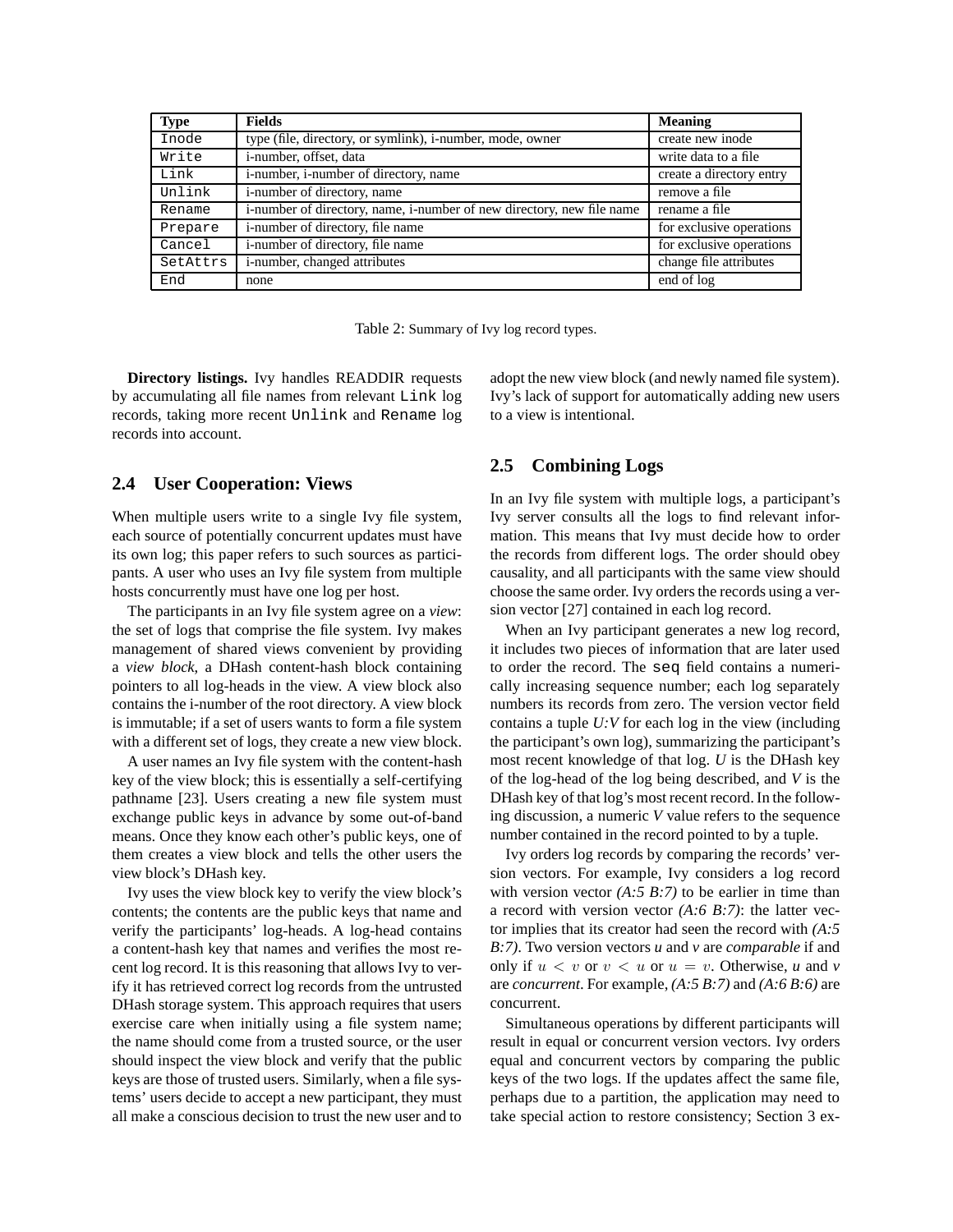| Type | Fields | Meaning |
| --- | --- | --- |
| `Inode` | type (file, directory, or symlink), i-number, mode, owner | create new inode |
| `Write` | i-number, offset, data | write data to a file |
| `Link` | i-number, i-number of directory, name | create a directory entry |
| `Unlink` | i-number of directory, name | remove a file |
| `Rename` | i-number of directory, name, i-number of new directory, new file name | rename a file |
| `Prepare` | i-number of directory, file name | for exclusive operations |
| `Cancel` | i-number of directory, file name | for exclusive operations |
| `SetAttrs` | i-number, changed attributes | change file attributes |
| `End` | none | end of log |

Table 2: Summary of Ivy log record types.

**Directory listings.** Ivy handles READDIR requests by accumulating all file names from relevant `Link` log records, taking more recent `Unlink` and `Rename` log records into account.

## 2.4 User Cooperation: Views

When multiple users write to a single Ivy file system, each source of potentially concurrent updates must have its own log; this paper refers to such sources as participants. A user who uses an Ivy file system from multiple hosts concurrently must have one log per host.

The participants in an Ivy file system agree on a *view*: the set of logs that comprise the file system. Ivy makes management of shared views convenient by providing a *view block*, a DHash content-hash block containing pointers to all log-heads in the view. A view block also contains the i-number of the root directory. A view block is immutable; if a set of users wants to form a file system with a different set of logs, they create a new view block.

A user names an Ivy file system with the content-hash key of the view block; this is essentially a self-certifying pathname [23]. Users creating a new file system must exchange public keys in advance by some out-of-band means. Once they know each other's public keys, one of them creates a view block and tells the other users the view block's DHash key.

Ivy uses the view block key to verify the view block's contents; the contents are the public keys that name and verify the participants' log-heads. A log-head contains a content-hash key that names and verifies the most recent log record. It is this reasoning that allows Ivy to verify it has retrieved correct log records from the untrusted DHash storage system. This approach requires that users exercise care when initially using a file system name; the name should come from a trusted source, or the user should inspect the view block and verify that the public keys are those of trusted users. Similarly, when a file systems' users decide to accept a new participant, they must all make a conscious decision to trust the new user and to adopt the new view block (and newly named file system). Ivy's lack of support for automatically adding new users to a view is intentional.

## 2.5 Combining Logs

In an Ivy file system with multiple logs, a participant's Ivy server consults all the logs to find relevant information. This means that Ivy must decide how to order the records from different logs. The order should obey causality, and all participants with the same view should choose the same order. Ivy orders the records using a version vector [27] contained in each log record.

When an Ivy participant generates a new log record, it includes two pieces of information that are later used to order the record. The `seq` field contains a numerically increasing sequence number; each log separately numbers its records from zero. The version vector field contains a tuple *U:V* for each log in the view (including the participant's own log), summarizing the participant's most recent knowledge of that log. *U* is the DHash key of the log-head of the log being described, and *V* is the DHash key of that log's most recent record. In the following discussion, a numeric *V* value refers to the sequence number contained in the record pointed to by a tuple.

Ivy orders log records by comparing the records' version vectors. For example, Ivy considers a log record with version vector *(A:5 B:7)* to be earlier in time than a record with version vector *(A:6 B:7)*: the latter vector implies that its creator had seen the record with *(A:5 B:7)*. Two version vectors *u* and *v* are *comparable* if and only if $u < v$ or $v < u$ or $u = v$. Otherwise, *u* and *v* are *concurrent*. For example, *(A:5 B:7)* and *(A:6 B:6)* are concurrent.

Simultaneous operations by different participants will result in equal or concurrent version vectors. Ivy orders equal and concurrent vectors by comparing the public keys of the two logs. If the updates affect the same file, perhaps due to a partition, the application may need to take special action to restore consistency; Section 3 ex-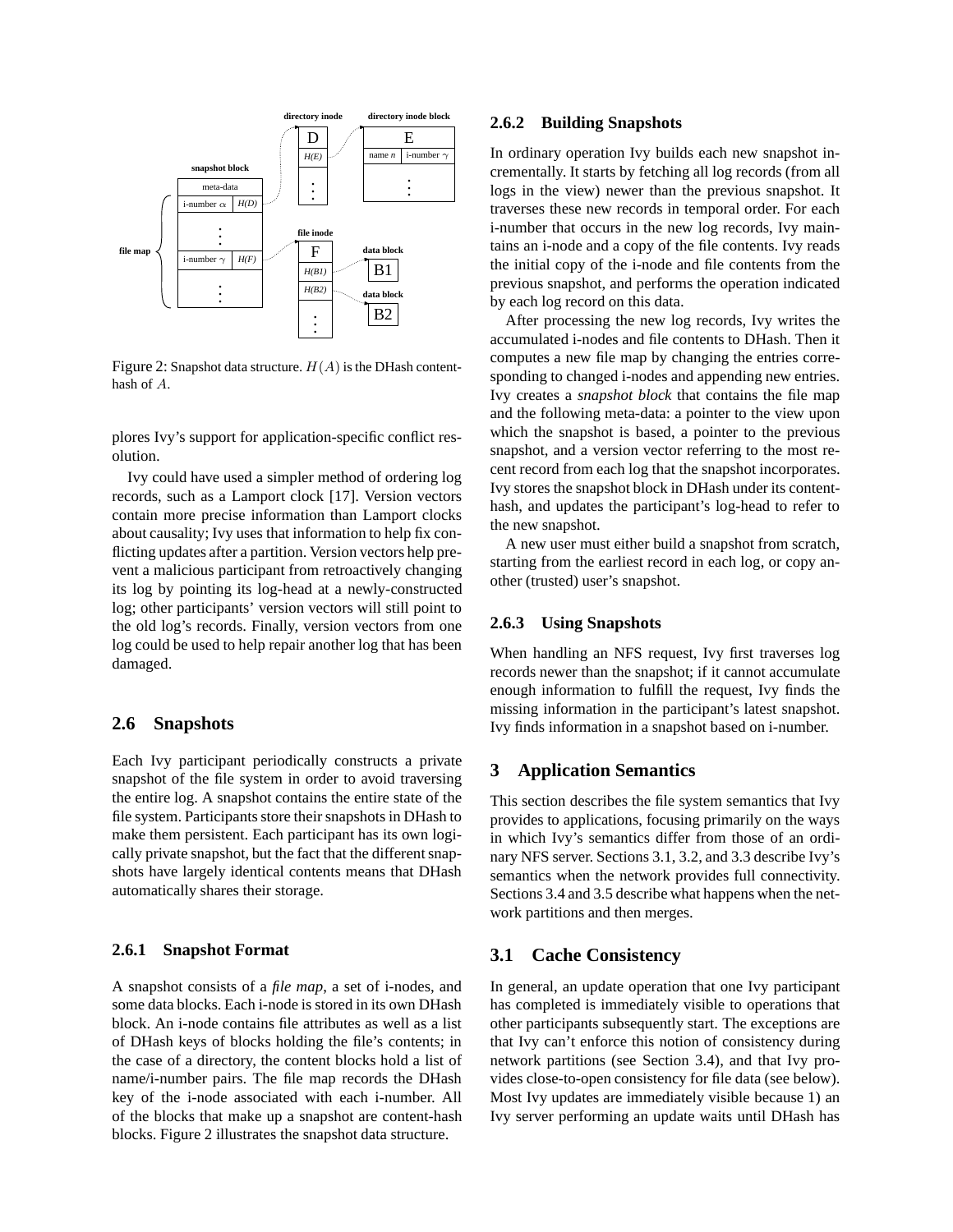Figure 2: Snapshot data structure. $H(A)$ is the DHash content-hash of $A$.

plores Ivy's support for application-specific conflict resolution.

Ivy could have used a simpler method of ordering log records, such as a Lamport clock [17]. Version vectors contain more precise information than Lamport clocks about causality; Ivy uses that information to help fix conflicting updates after a partition. Version vectors help prevent a malicious participant from retroactively changing its log by pointing its log-head at a newly-constructed log; other participants' version vectors will still point to the old log's records. Finally, version vectors from one log could be used to help repair another log that has been damaged.

## 2.6 Snapshots

Each Ivy participant periodically constructs a private snapshot of the file system in order to avoid traversing the entire log. A snapshot contains the entire state of the file system. Participants store their snapshots in DHash to make them persistent. Each participant has its own logically private snapshot, but the fact that the different snapshots have largely identical contents means that DHash automatically shares their storage.

### 2.6.1 Snapshot Format

A snapshot consists of a *file map*, a set of i-nodes, and some data blocks. Each i-node is stored in its own DHash block. An i-node contains file attributes as well as a list of DHash keys of blocks holding the file's contents; in the case of a directory, the content blocks hold a list of name/i-number pairs. The file map records the DHash key of the i-node associated with each i-number. All of the blocks that make up a snapshot are content-hash blocks. Figure 2 illustrates the snapshot data structure.

### 2.6.2 Building Snapshots

In ordinary operation Ivy builds each new snapshot incrementally. It starts by fetching all log records (from all logs in the view) newer than the previous snapshot. It traverses these new records in temporal order. For each i-number that occurs in the new log records, Ivy maintains an i-node and a copy of the file contents. Ivy reads the initial copy of the i-node and file contents from the previous snapshot, and performs the operation indicated by each log record on this data.

After processing the new log records, Ivy writes the accumulated i-nodes and file contents to DHash. Then it computes a new file map by changing the entries corresponding to changed i-nodes and appending new entries. Ivy creates a *snapshot block* that contains the file map and the following meta-data: a pointer to the view upon which the snapshot is based, a pointer to the previous snapshot, and a version vector referring to the most recent record from each log that the snapshot incorporates. Ivy stores the snapshot block in DHash under its content-hash, and updates the participant's log-head to refer to the new snapshot.

A new user must either build a snapshot from scratch, starting from the earliest record in each log, or copy another (trusted) user's snapshot.

### 2.6.3 Using Snapshots

When handling an NFS request, Ivy first traverses log records newer than the snapshot; if it cannot accumulate enough information to fulfill the request, Ivy finds the missing information in the participant's latest snapshot. Ivy finds information in a snapshot based on i-number.

# 3 Application Semantics

This section describes the file system semantics that Ivy provides to applications, focusing primarily on the ways in which Ivy's semantics differ from those of an ordinary NFS server. Sections 3.1, 3.2, and 3.3 describe Ivy's semantics when the network provides full connectivity. Sections 3.4 and 3.5 describe what happens when the network partitions and then merges.

## 3.1 Cache Consistency

In general, an update operation that one Ivy participant has completed is immediately visible to operations that other participants subsequently start. The exceptions are that Ivy can't enforce this notion of consistency during network partitions (see Section 3.4), and that Ivy provides close-to-open consistency for file data (see below). Most Ivy updates are immediately visible because 1) an Ivy server performing an update waits until DHash has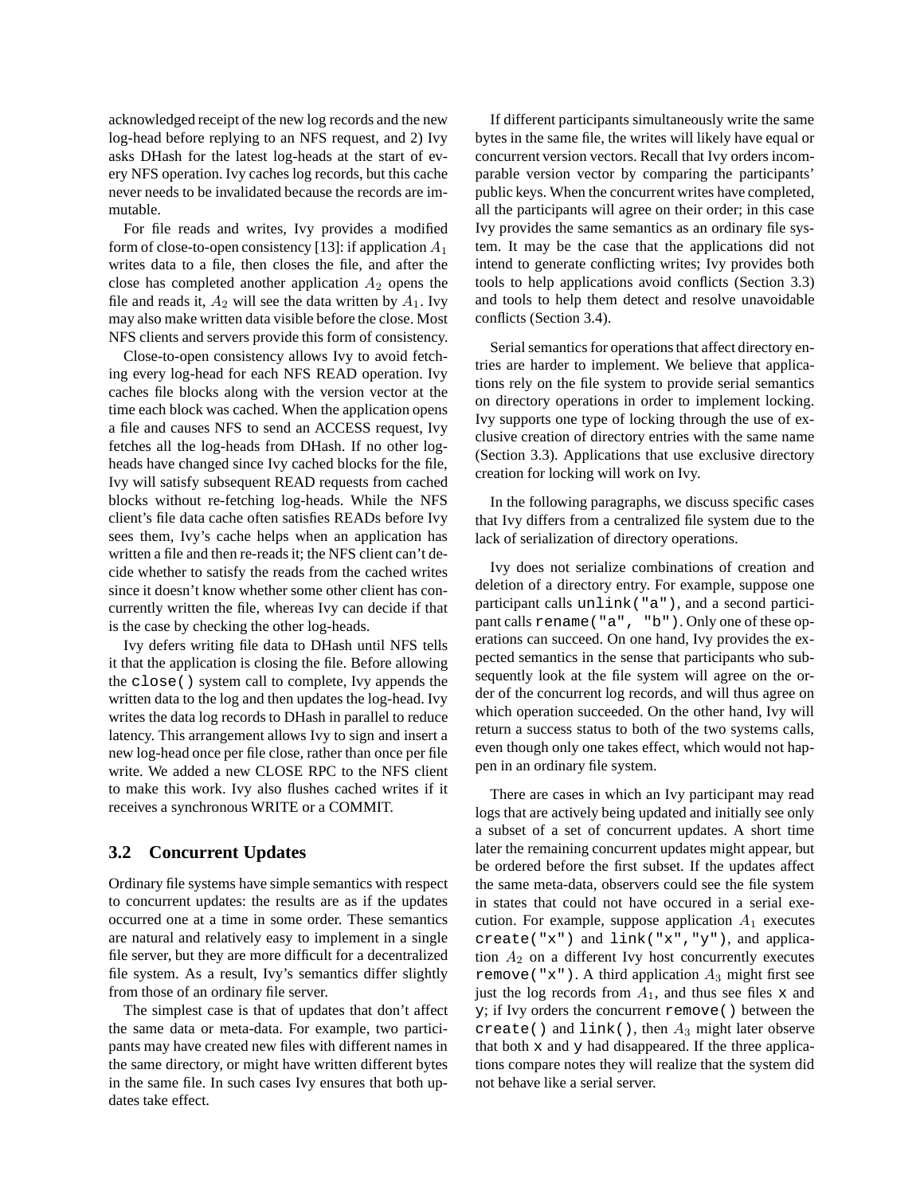acknowledged receipt of the new log records and the new log-head before replying to an NFS request, and 2) Ivy asks DHash for the latest log-heads at the start of every NFS operation. Ivy caches log records, but this cache never needs to be invalidated because the records are immutable.

For file reads and writes, Ivy provides a modified form of close-to-open consistency [13]: if application $A_1$ writes data to a file, then closes the file, and after the close has completed another application $A_2$ opens the file and reads it, $A_2$ will see the data written by $A_1$. Ivy may also make written data visible before the close. Most NFS clients and servers provide this form of consistency.

Close-to-open consistency allows Ivy to avoid fetching every log-head for each NFS READ operation. Ivy caches file blocks along with the version vector at the time each block was cached. When the application opens a file and causes NFS to send an ACCESS request, Ivy fetches all the log-heads from DHash. If no other log-heads have changed since Ivy cached blocks for the file, Ivy will satisfy subsequent READ requests from cached blocks without re-fetching log-heads. While the NFS client's file data cache often satisfies READs before Ivy sees them, Ivy's cache helps when an application has written a file and then re-reads it; the NFS client can't decide whether to satisfy the reads from the cached writes since it doesn't know whether some other client has concurrently written the file, whereas Ivy can decide if that is the case by checking the other log-heads.

Ivy defers writing file data to DHash until NFS tells it that the application is closing the file. Before allowing the `close()` system call to complete, Ivy appends the written data to the log and then updates the log-head. Ivy writes the data log records to DHash in parallel to reduce latency. This arrangement allows Ivy to sign and insert a new log-head once per file close, rather than once per file write. We added a new CLOSE RPC to the NFS client to make this work. Ivy also flushes cached writes if it receives a synchronous WRITE or a COMMIT.

### 3.2 Concurrent Updates

Ordinary file systems have simple semantics with respect to concurrent updates: the results are as if the updates occurred one at a time in some order. These semantics are natural and relatively easy to implement in a single file server, but they are more difficult for a decentralized file system. As a result, Ivy's semantics differ slightly from those of an ordinary file server.

The simplest case is that of updates that don't affect the same data or meta-data. For example, two participants may have created new files with different names in the same directory, or might have written different bytes in the same file. In such cases Ivy ensures that both updates take effect.

If different participants simultaneously write the same bytes in the same file, the writes will likely have equal or concurrent version vectors. Recall that Ivy orders incomparable version vector by comparing the participants' public keys. When the concurrent writes have completed, all the participants will agree on their order; in this case Ivy provides the same semantics as an ordinary file system. It may be the case that the applications did not intend to generate conflicting writes; Ivy provides both tools to help applications avoid conflicts (Section 3.3) and tools to help them detect and resolve unavoidable conflicts (Section 3.4).

Serial semantics for operations that affect directory entries are harder to implement. We believe that applications rely on the file system to provide serial semantics on directory operations in order to implement locking. Ivy supports one type of locking through the use of exclusive creation of directory entries with the same name (Section 3.3). Applications that use exclusive directory creation for locking will work on Ivy.

In the following paragraphs, we discuss specific cases that Ivy differs from a centralized file system due to the lack of serialization of directory operations.

Ivy does not serialize combinations of creation and deletion of a directory entry. For example, suppose one participant calls `unlink("a")`, and a second participant calls `rename("a", "b")`. Only one of these operations can succeed. On one hand, Ivy provides the expected semantics in the sense that participants who subsequently look at the file system will agree on the order of the concurrent log records, and will thus agree on which operation succeeded. On the other hand, Ivy will return a success status to both of the two systems calls, even though only one takes effect, which would not happen in an ordinary file system.

There are cases in which an Ivy participant may read logs that are actively being updated and initially see only a subset of a set of concurrent updates. A short time later the remaining concurrent updates might appear, but be ordered before the first subset. If the updates affect the same meta-data, observers could see the file system in states that could not have occured in a serial execution. For example, suppose application $A_1$ executes `create("x")` and `link("x","y")`, and application $A_2$ on a different Ivy host concurrently executes `remove("x")`. A third application $A_3$ might first see just the log records from $A_1$, and thus see files `x` and `y`; if Ivy orders the concurrent `remove()` between the `create()` and `link()`, then $A_3$ might later observe that both `x` and `y` had disappeared. If the three applications compare notes they will realize that the system did not behave like a serial server.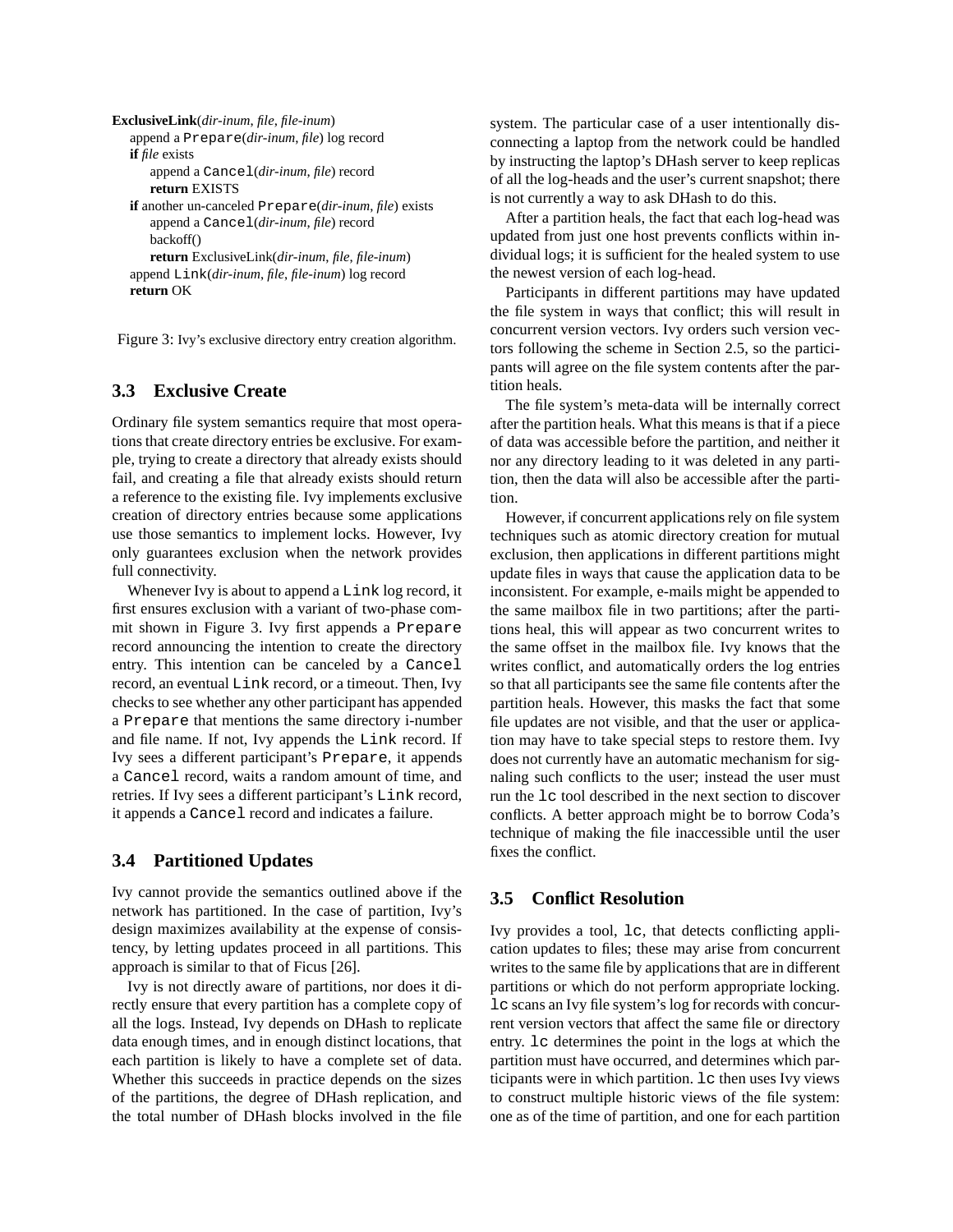```
ExclusiveLink(dir-inum, file, file-inum)
    append a Prepare(dir-inum, file) log record
    if file exists
        append a Cancel(dir-inum, file) record
        return EXISTS
    if another un-canceled Prepare(dir-inum, file) exists
        append a Cancel(dir-inum, file) record
        backoff()
        return ExclusiveLink(dir-inum, file, file-inum)
    append Link(dir-inum, file, file-inum) log record
    return OK
```

Figure 3: Ivy's exclusive directory entry creation algorithm.

### 3.3 Exclusive Create

Ordinary file system semantics require that most operations that create directory entries be exclusive. For example, trying to create a directory that already exists should fail, and creating a file that already exists should return a reference to the existing file. Ivy implements exclusive creation of directory entries because some applications use those semantics to implement locks. However, Ivy only guarantees exclusion when the network provides full connectivity.

Whenever Ivy is about to append a `Link` log record, it first ensures exclusion with a variant of two-phase commit shown in Figure 3. Ivy first appends a `Prepare` record announcing the intention to create the directory entry. This intention can be canceled by a `Cancel` record, an eventual `Link` record, or a timeout. Then, Ivy checks to see whether any other participant has appended a `Prepare` that mentions the same directory i-number and file name. If not, Ivy appends the `Link` record. If Ivy sees a different participant's `Prepare`, it appends a `Cancel` record, waits a random amount of time, and retries. If Ivy sees a different participant's `Link` record, it appends a `Cancel` record and indicates a failure.

### 3.4 Partitioned Updates

Ivy cannot provide the semantics outlined above if the network has partitioned. In the case of partition, Ivy's design maximizes availability at the expense of consistency, by letting updates proceed in all partitions. This approach is similar to that of Ficus [26].

Ivy is not directly aware of partitions, nor does it directly ensure that every partition has a complete copy of all the logs. Instead, Ivy depends on DHash to replicate data enough times, and in enough distinct locations, that each partition is likely to have a complete set of data. Whether this succeeds in practice depends on the sizes of the partitions, the degree of DHash replication, and the total number of DHash blocks involved in the file system. The particular case of a user intentionally disconnecting a laptop from the network could be handled by instructing the laptop's DHash server to keep replicas of all the log-heads and the user's current snapshot; there is not currently a way to ask DHash to do this.

After a partition heals, the fact that each log-head was updated from just one host prevents conflicts within individual logs; it is sufficient for the healed system to use the newest version of each log-head.

Participants in different partitions may have updated the file system in ways that conflict; this will result in concurrent version vectors. Ivy orders such version vectors following the scheme in Section 2.5, so the participants will agree on the file system contents after the partition heals.

The file system's meta-data will be internally correct after the partition heals. What this means is that if a piece of data was accessible before the partition, and neither it nor any directory leading to it was deleted in any partition, then the data will also be accessible after the partition.

However, if concurrent applications rely on file system techniques such as atomic directory creation for mutual exclusion, then applications in different partitions might update files in ways that cause the application data to be inconsistent. For example, e-mails might be appended to the same mailbox file in two partitions; after the partitions heal, this will appear as two concurrent writes to the same offset in the mailbox file. Ivy knows that the writes conflict, and automatically orders the log entries so that all participants see the same file contents after the partition heals. However, this masks the fact that some file updates are not visible, and that the user or application may have to take special steps to restore them. Ivy does not currently have an automatic mechanism for signaling such conflicts to the user; instead the user must run the `lc` tool described in the next section to discover conflicts. A better approach might be to borrow Coda's technique of making the file inaccessible until the user fixes the conflict.

### 3.5 Conflict Resolution

Ivy provides a tool, `lc`, that detects conflicting application updates to files; these may arise from concurrent writes to the same file by applications that are in different partitions or which do not perform appropriate locking. `lc` scans an Ivy file system's log for records with concurrent version vectors that affect the same file or directory entry. `lc` determines the point in the logs at which the partition must have occurred, and determines which participants were in which partition. `lc` then uses Ivy views to construct multiple historic views of the file system: one as of the time of partition, and one for each partition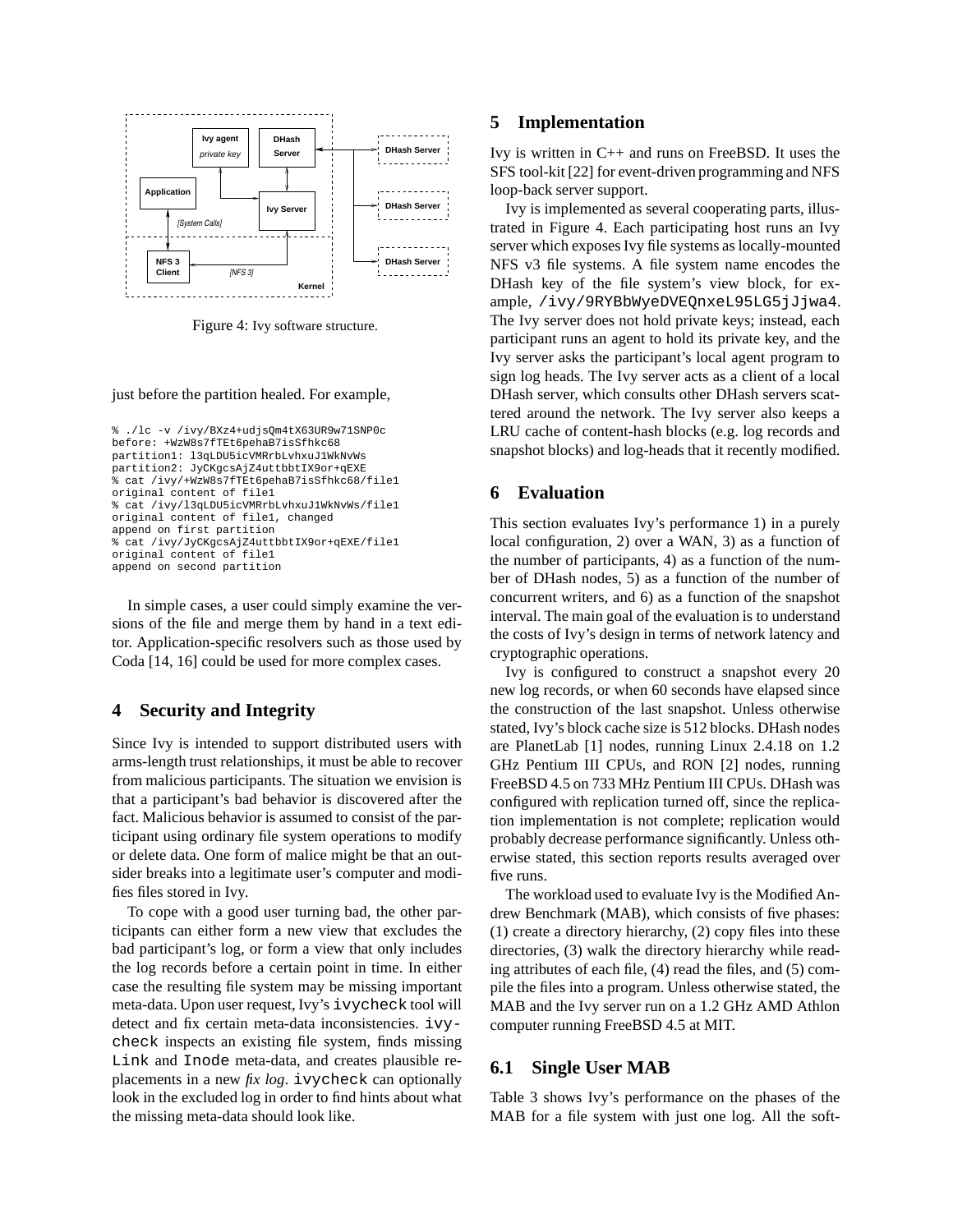Figure 4: Ivy software structure.

just before the partition healed. For example,

```
% ./lc -v /ivy/BXz4+udjsQm4tX63UR9w71SNP0c
before: +WzW8s7fTEt6pehaB7isSfhkc68
partition1: l3qLDU5icVMRrbLvhxuJ1WkNvWs
partition2: JyCKgcsAjZ4uttbbtIX9or+qEXE
% cat /ivy/+WzW8s7fTEt6pehaB7isSfhkc68/file1
original content of file1
% cat /ivy/l3qLDU5icVMRrbLvhxuJ1WkNvWs/file1
original content of file1, changed
append on first partition
% cat /ivy/JyCKgcsAjZ4uttbbtIX9or+qEXE/file1
original content of file1
append on second partition
```

In simple cases, a user could simply examine the versions of the file and merge them by hand in a text editor. Application-specific resolvers such as those used by Coda [14, 16] could be used for more complex cases.

## 4 Security and Integrity

Since Ivy is intended to support distributed users with arms-length trust relationships, it must be able to recover from malicious participants. The situation we envision is that a participant's bad behavior is discovered after the fact. Malicious behavior is assumed to consist of the participant using ordinary file system operations to modify or delete data. One form of malice might be that an outsider breaks into a legitimate user's computer and modifies files stored in Ivy.

To cope with a good user turning bad, the other participants can either form a new view that excludes the bad participant's log, or form a view that only includes the log records before a certain point in time. In either case the resulting file system may be missing important meta-data. Upon user request, Ivy's ivycheck tool will detect and fix certain meta-data inconsistencies. ivycheck inspects an existing file system, finds missing Link and Inode meta-data, and creates plausible replacements in a new *fix log*. ivycheck can optionally look in the excluded log in order to find hints about what the missing meta-data should look like.

## 5 Implementation

Ivy is written in C++ and runs on FreeBSD. It uses the SFS tool-kit [22] for event-driven programming and NFS loop-back server support.

Ivy is implemented as several cooperating parts, illustrated in Figure 4. Each participating host runs an Ivy server which exposes Ivy file systems as locally-mounted NFS v3 file systems. A file system name encodes the DHash key of the file system's view block, for example, /ivy/9RYBbWyeDVEQnxeL95LG5jJjwa4. The Ivy server does not hold private keys; instead, each participant runs an agent to hold its private key, and the Ivy server asks the participant's local agent program to sign log heads. The Ivy server acts as a client of a local DHash server, which consults other DHash servers scattered around the network. The Ivy server also keeps a LRU cache of content-hash blocks (e.g. log records and snapshot blocks) and log-heads that it recently modified.

## 6 Evaluation

This section evaluates Ivy's performance 1) in a purely local configuration, 2) over a WAN, 3) as a function of the number of participants, 4) as a function of the number of DHash nodes, 5) as a function of the number of concurrent writers, and 6) as a function of the snapshot interval. The main goal of the evaluation is to understand the costs of Ivy's design in terms of network latency and cryptographic operations.

Ivy is configured to construct a snapshot every 20 new log records, or when 60 seconds have elapsed since the construction of the last snapshot. Unless otherwise stated, Ivy's block cache size is 512 blocks. DHash nodes are PlanetLab [1] nodes, running Linux 2.4.18 on 1.2 GHz Pentium III CPUs, and RON [2] nodes, running FreeBSD 4.5 on 733 MHz Pentium III CPUs. DHash was configured with replication turned off, since the replication implementation is not complete; replication would probably decrease performance significantly. Unless otherwise stated, this section reports results averaged over five runs.

The workload used to evaluate Ivy is the Modified Andrew Benchmark (MAB), which consists of five phases: (1) create a directory hierarchy, (2) copy files into these directories, (3) walk the directory hierarchy while reading attributes of each file, (4) read the files, and (5) compile the files into a program. Unless otherwise stated, the MAB and the Ivy server run on a 1.2 GHz AMD Athlon computer running FreeBSD 4.5 at MIT.

### 6.1 Single User MAB

Table 3 shows Ivy's performance on the phases of the MAB for a file system with just one log. All the soft-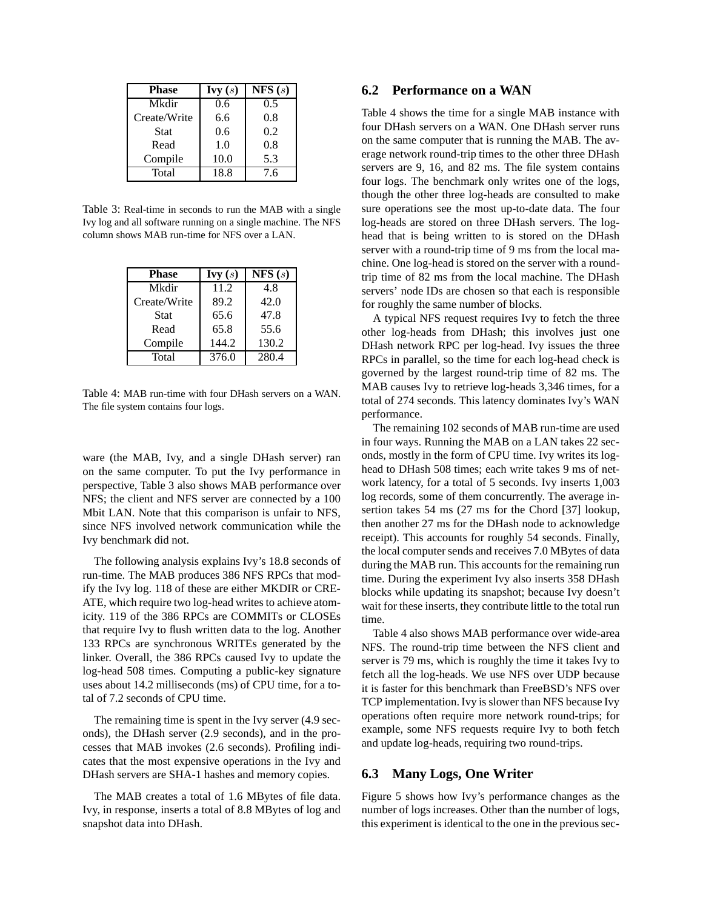| Phase | Ivy ($s$) | NFS ($s$) |
|---|---|---|
| Mkdir | 0.6 | 0.5 |
| Create/Write | 6.6 | 0.8 |
| Stat | 0.6 | 0.2 |
| Read | 1.0 | 0.8 |
| Compile | 10.0 | 5.3 |
| Total | 18.8 | 7.6 |

Table 3: Real-time in seconds to run the MAB with a single Ivy log and all software running on a single machine. The NFS column shows MAB run-time for NFS over a LAN.

| Phase | Ivy ($s$) | NFS ($s$) |
|---|---|---|
| Mkdir | 11.2 | 4.8 |
| Create/Write | 89.2 | 42.0 |
| Stat | 65.6 | 47.8 |
| Read | 65.8 | 55.6 |
| Compile | 144.2 | 130.2 |
| Total | 376.0 | 280.4 |

Table 4: MAB run-time with four DHash servers on a WAN. The file system contains four logs.

ware (the MAB, Ivy, and a single DHash server) ran on the same computer. To put the Ivy performance in perspective, Table 3 also shows MAB performance over NFS; the client and NFS server are connected by a 100 Mbit LAN. Note that this comparison is unfair to NFS, since NFS involved network communication while the Ivy benchmark did not.

The following analysis explains Ivy's 18.8 seconds of run-time. The MAB produces 386 NFS RPCs that modify the Ivy log. 118 of these are either MKDIR or CREATE, which require two log-head writes to achieve atomicity. 119 of the 386 RPCs are COMMITs or CLOSEs that require Ivy to flush written data to the log. Another 133 RPCs are synchronous WRITEs generated by the linker. Overall, the 386 RPCs caused Ivy to update the log-head 508 times. Computing a public-key signature uses about 14.2 milliseconds (ms) of CPU time, for a total of 7.2 seconds of CPU time.

The remaining time is spent in the Ivy server (4.9 seconds), the DHash server (2.9 seconds), and in the processes that MAB invokes (2.6 seconds). Profiling indicates that the most expensive operations in the Ivy and DHash servers are SHA-1 hashes and memory copies.

The MAB creates a total of 1.6 MBytes of file data. Ivy, in response, inserts a total of 8.8 MBytes of log and snapshot data into DHash.

## 6.2 Performance on a WAN

Table 4 shows the time for a single MAB instance with four DHash servers on a WAN. One DHash server runs on the same computer that is running the MAB. The average network round-trip times to the other three DHash servers are 9, 16, and 82 ms. The file system contains four logs. The benchmark only writes one of the logs, though the other three log-heads are consulted to make sure operations see the most up-to-date data. The four log-heads are stored on three DHash servers. The log-head that is being written to is stored on the DHash server with a round-trip time of 9 ms from the local machine. One log-head is stored on the server with a round-trip time of 82 ms from the local machine. The DHash servers' node IDs are chosen so that each is responsible for roughly the same number of blocks.

A typical NFS request requires Ivy to fetch the three other log-heads from DHash; this involves just one DHash network RPC per log-head. Ivy issues the three RPCs in parallel, so the time for each log-head check is governed by the largest round-trip time of 82 ms. The MAB causes Ivy to retrieve log-heads 3,346 times, for a total of 274 seconds. This latency dominates Ivy's WAN performance.

The remaining 102 seconds of MAB run-time are used in four ways. Running the MAB on a LAN takes 22 seconds, mostly in the form of CPU time. Ivy writes its log-head to DHash 508 times; each write takes 9 ms of network latency, for a total of 5 seconds. Ivy inserts 1,003 log records, some of them concurrently. The average insertion takes 54 ms (27 ms for the Chord [37] lookup, then another 27 ms for the DHash node to acknowledge receipt). This accounts for roughly 54 seconds. Finally, the local computer sends and receives 7.0 MBytes of data during the MAB run. This accounts for the remaining run time. During the experiment Ivy also inserts 358 DHash blocks while updating its snapshot; because Ivy doesn't wait for these inserts, they contribute little to the total run time.

Table 4 also shows MAB performance over wide-area NFS. The round-trip time between the NFS client and server is 79 ms, which is roughly the time it takes Ivy to fetch all the log-heads. We use NFS over UDP because it is faster for this benchmark than FreeBSD's NFS over TCP implementation. Ivy is slower than NFS because Ivy operations often require more network round-trips; for example, some NFS requests require Ivy to both fetch and update log-heads, requiring two round-trips.

## 6.3 Many Logs, One Writer

Figure 5 shows how Ivy's performance changes as the number of logs increases. Other than the number of logs, this experiment is identical to the one in the previous sec-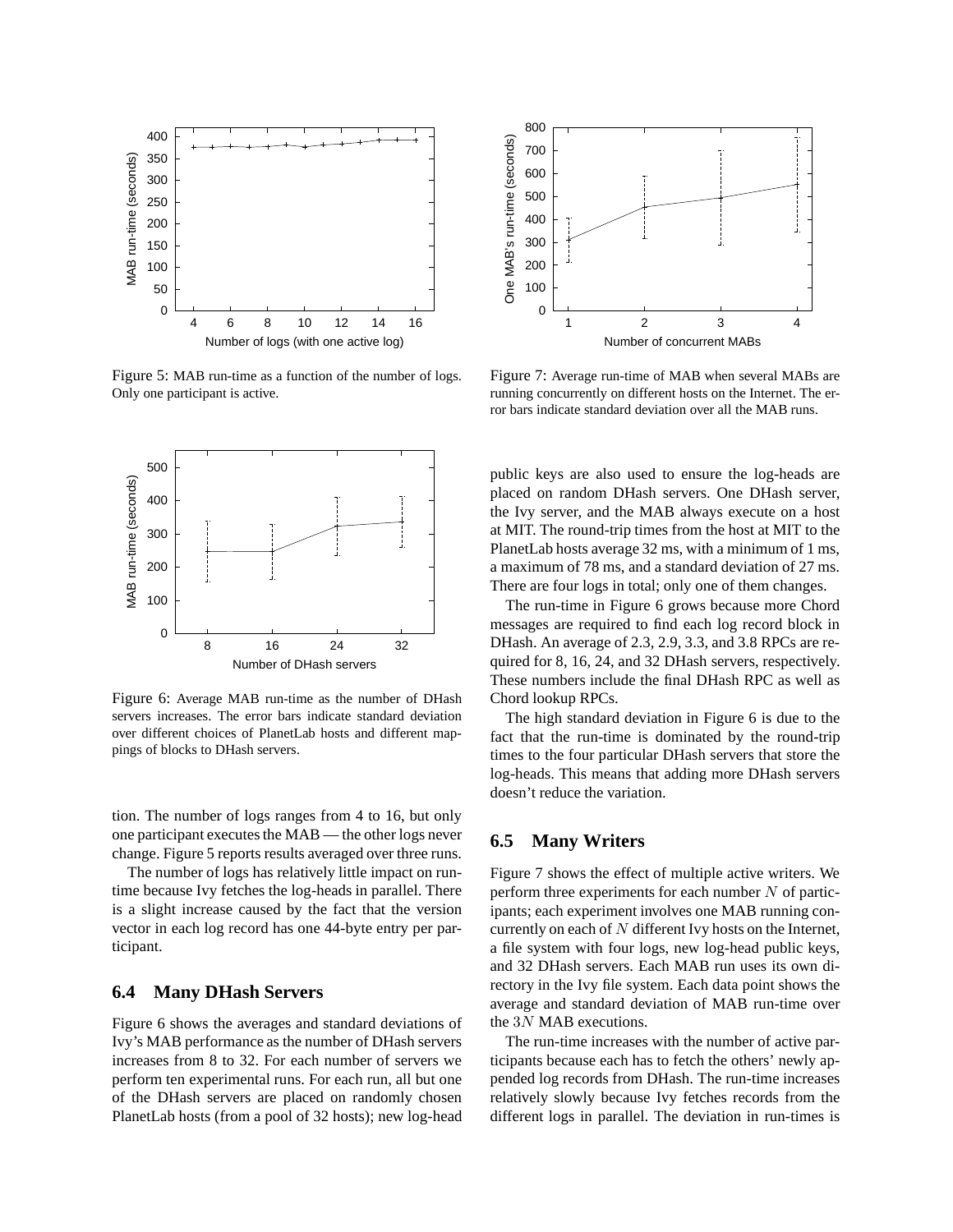Figure 5: MAB run-time as a function of the number of logs. Only one participant is active.

Figure 6: Average MAB run-time as the number of DHash servers increases. The error bars indicate standard deviation over different choices of PlanetLab hosts and different mappings of blocks to DHash servers.

tion. The number of logs ranges from 4 to 16, but only one participant executes the MAB — the other logs never change. Figure 5 reports results averaged over three runs.

The number of logs has relatively little impact on run-time because Ivy fetches the log-heads in parallel. There is a slight increase caused by the fact that the version vector in each log record has one 44-byte entry per participant.

## 6.4 Many DHash Servers

Figure 6 shows the averages and standard deviations of Ivy's MAB performance as the number of DHash servers increases from 8 to 32. For each number of servers we perform ten experimental runs. For each run, all but one of the DHash servers are placed on randomly chosen PlanetLab hosts (from a pool of 32 hosts); new log-head public keys are also used to ensure the log-heads are placed on random DHash servers. One DHash server, the Ivy server, and the MAB always execute on a host at MIT. The round-trip times from the host at MIT to the PlanetLab hosts average 32 ms, with a minimum of 1 ms, a maximum of 78 ms, and a standard deviation of 27 ms. There are four logs in total; only one of them changes.

The run-time in Figure 6 grows because more Chord messages are required to find each log record block in DHash. An average of 2.3, 2.9, 3.3, and 3.8 RPCs are required for 8, 16, 24, and 32 DHash servers, respectively. These numbers include the final DHash RPC as well as Chord lookup RPCs.

The high standard deviation in Figure 6 is due to the fact that the run-time is dominated by the round-trip times to the four particular DHash servers that store the log-heads. This means that adding more DHash servers doesn't reduce the variation.

Figure 7: Average run-time of MAB when several MABs are running concurrently on different hosts on the Internet. The error bars indicate standard deviation over all the MAB runs.

## 6.5 Many Writers

Figure 7 shows the effect of multiple active writers. We perform three experiments for each number $N$ of participants; each experiment involves one MAB running concurrently on each of $N$ different Ivy hosts on the Internet, a file system with four logs, new log-head public keys, and 32 DHash servers. Each MAB run uses its own directory in the Ivy file system. Each data point shows the average and standard deviation of MAB run-time over the $3N$ MAB executions.

The run-time increases with the number of active participants because each has to fetch the others' newly appended log records from DHash. The run-time increases relatively slowly because Ivy fetches records from the different logs in parallel. The deviation in run-times is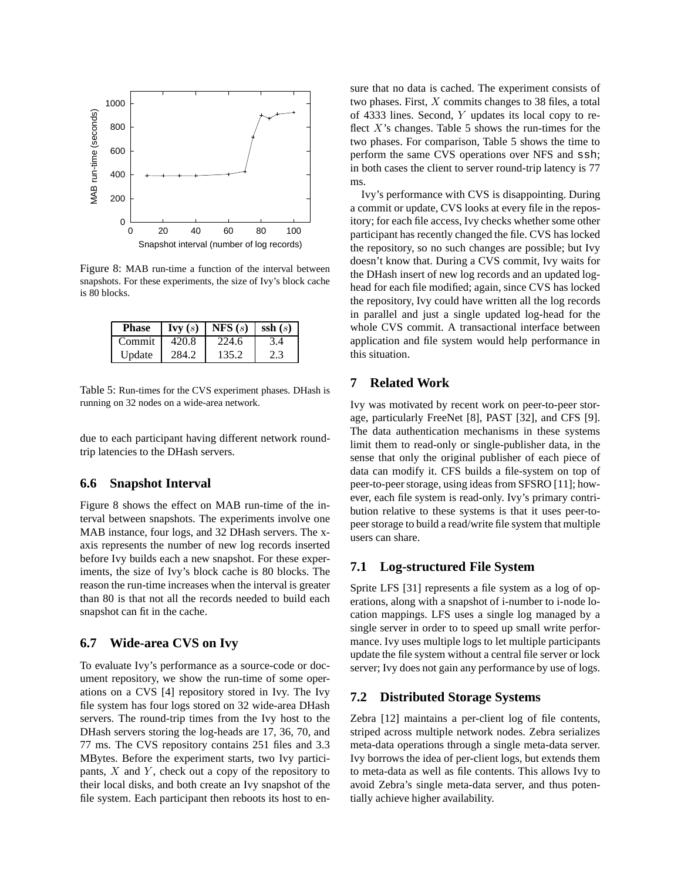Figure 8: MAB run-time a function of the interval between snapshots. For these experiments, the size of Ivy's block cache is 80 blocks.

| Phase | Ivy ($s$) | NFS ($s$) | ssh ($s$) |
|---|---|---|---|
| Commit | 420.8 | 224.6 | 3.4 |
| Update | 284.2 | 135.2 | 2.3 |

Table 5: Run-times for the CVS experiment phases. DHash is running on 32 nodes on a wide-area network.

due to each participant having different network round-trip latencies to the DHash servers.

## 6.6 Snapshot Interval

Figure 8 shows the effect on MAB run-time of the interval between snapshots. The experiments involve one MAB instance, four logs, and 32 DHash servers. The x-axis represents the number of new log records inserted before Ivy builds each a new snapshot. For these experiments, the size of Ivy's block cache is 80 blocks. The reason the run-time increases when the interval is greater than 80 is that not all the records needed to build each snapshot can fit in the cache.

## 6.7 Wide-area CVS on Ivy

To evaluate Ivy's performance as a source-code or document repository, we show the run-time of some operations on a CVS [4] repository stored in Ivy. The Ivy file system has four logs stored on 32 wide-area DHash servers. The round-trip times from the Ivy host to the DHash servers storing the log-heads are 17, 36, 70, and 77 ms. The CVS repository contains 251 files and 3.3 MBytes. Before the experiment starts, two Ivy participants, $X$ and $Y$, check out a copy of the repository to their local disks, and both create an Ivy snapshot of the file system. Each participant then reboots its host to ensure that no data is cached. The experiment consists of two phases. First, $X$ commits changes to 38 files, a total of 4333 lines. Second, $Y$ updates its local copy to reflect $X$'s changes. Table 5 shows the run-times for the two phases. For comparison, Table 5 shows the time to perform the same CVS operations over NFS and ssh; in both cases the client to server round-trip latency is 77 ms.

Ivy's performance with CVS is disappointing. During a commit or update, CVS looks at every file in the repository; for each file access, Ivy checks whether some other participant has recently changed the file. CVS has locked the repository, so no such changes are possible; but Ivy doesn't know that. During a CVS commit, Ivy waits for the DHash insert of new log records and an updated log-head for each file modified; again, since CVS has locked the repository, Ivy could have written all the log records in parallel and just a single updated log-head for the whole CVS commit. A transactional interface between application and file system would help performance in this situation.

# 7 Related Work

Ivy was motivated by recent work on peer-to-peer storage, particularly FreeNet [8], PAST [32], and CFS [9]. The data authentication mechanisms in these systems limit them to read-only or single-publisher data, in the sense that only the original publisher of each piece of data can modify it. CFS builds a file-system on top of peer-to-peer storage, using ideas from SFSRO [11]; however, each file system is read-only. Ivy's primary contribution relative to these systems is that it uses peer-to-peer storage to build a read/write file system that multiple users can share.

## 7.1 Log-structured File System

Sprite LFS [31] represents a file system as a log of operations, along with a snapshot of i-number to i-node location mappings. LFS uses a single log managed by a single server in order to to speed up small write performance. Ivy uses multiple logs to let multiple participants update the file system without a central file server or lock server; Ivy does not gain any performance by use of logs.

## 7.2 Distributed Storage Systems

Zebra [12] maintains a per-client log of file contents, striped across multiple network nodes. Zebra serializes meta-data operations through a single meta-data server. Ivy borrows the idea of per-client logs, but extends them to meta-data as well as file contents. This allows Ivy to avoid Zebra's single meta-data server, and thus potentially achieve higher availability.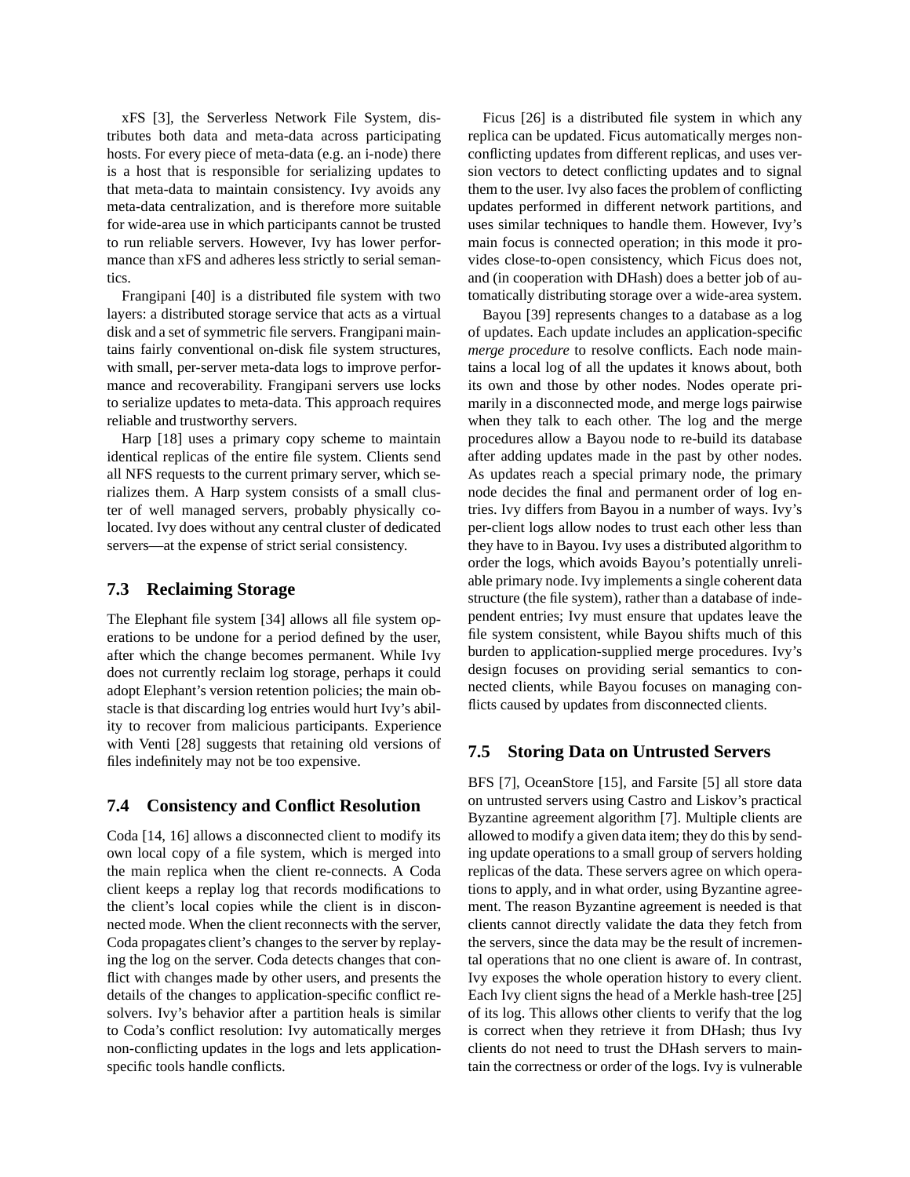xFS [3], the Serverless Network File System, distributes both data and meta-data across participating hosts. For every piece of meta-data (e.g. an i-node) there is a host that is responsible for serializing updates to that meta-data to maintain consistency. Ivy avoids any meta-data centralization, and is therefore more suitable for wide-area use in which participants cannot be trusted to run reliable servers. However, Ivy has lower performance than xFS and adheres less strictly to serial semantics.

Frangipani [40] is a distributed file system with two layers: a distributed storage service that acts as a virtual disk and a set of symmetric file servers. Frangipani maintains fairly conventional on-disk file system structures, with small, per-server meta-data logs to improve performance and recoverability. Frangipani servers use locks to serialize updates to meta-data. This approach requires reliable and trustworthy servers.

Harp [18] uses a primary copy scheme to maintain identical replicas of the entire file system. Clients send all NFS requests to the current primary server, which serializes them. A Harp system consists of a small cluster of well managed servers, probably physically colocated. Ivy does without any central cluster of dedicated servers—at the expense of strict serial consistency.

### 7.3 Reclaiming Storage

The Elephant file system [34] allows all file system operations to be undone for a period defined by the user, after which the change becomes permanent. While Ivy does not currently reclaim log storage, perhaps it could adopt Elephant's version retention policies; the main obstacle is that discarding log entries would hurt Ivy's ability to recover from malicious participants. Experience with Venti [28] suggests that retaining old versions of files indefinitely may not be too expensive.

### 7.4 Consistency and Conflict Resolution

Coda [14, 16] allows a disconnected client to modify its own local copy of a file system, which is merged into the main replica when the client re-connects. A Coda client keeps a replay log that records modifications to the client's local copies while the client is in disconnected mode. When the client reconnects with the server, Coda propagates client's changes to the server by replaying the log on the server. Coda detects changes that conflict with changes made by other users, and presents the details of the changes to application-specific conflict resolvers. Ivy's behavior after a partition heals is similar to Coda's conflict resolution: Ivy automatically merges non-conflicting updates in the logs and lets application-specific tools handle conflicts.

Ficus [26] is a distributed file system in which any replica can be updated. Ficus automatically merges non-conflicting updates from different replicas, and uses version vectors to detect conflicting updates and to signal them to the user. Ivy also faces the problem of conflicting updates performed in different network partitions, and uses similar techniques to handle them. However, Ivy's main focus is connected operation; in this mode it provides close-to-open consistency, which Ficus does not, and (in cooperation with DHash) does a better job of automatically distributing storage over a wide-area system.

Bayou [39] represents changes to a database as a log of updates. Each update includes an application-specific *merge procedure* to resolve conflicts. Each node maintains a local log of all the updates it knows about, both its own and those by other nodes. Nodes operate primarily in a disconnected mode, and merge logs pairwise when they talk to each other. The log and the merge procedures allow a Bayou node to re-build its database after adding updates made in the past by other nodes. As updates reach a special primary node, the primary node decides the final and permanent order of log entries. Ivy differs from Bayou in a number of ways. Ivy's per-client logs allow nodes to trust each other less than they have to in Bayou. Ivy uses a distributed algorithm to order the logs, which avoids Bayou's potentially unreliable primary node. Ivy implements a single coherent data structure (the file system), rather than a database of independent entries; Ivy must ensure that updates leave the file system consistent, while Bayou shifts much of this burden to application-supplied merge procedures. Ivy's design focuses on providing serial semantics to connected clients, while Bayou focuses on managing conflicts caused by updates from disconnected clients.

### 7.5 Storing Data on Untrusted Servers

BFS [7], OceanStore [15], and Farsite [5] all store data on untrusted servers using Castro and Liskov's practical Byzantine agreement algorithm [7]. Multiple clients are allowed to modify a given data item; they do this by sending update operations to a small group of servers holding replicas of the data. These servers agree on which operations to apply, and in what order, using Byzantine agreement. The reason Byzantine agreement is needed is that clients cannot directly validate the data they fetch from the servers, since the data may be the result of incremental operations that no one client is aware of. In contrast, Ivy exposes the whole operation history to every client. Each Ivy client signs the head of a Merkle hash-tree [25] of its log. This allows other clients to verify that the log is correct when they retrieve it from DHash; thus Ivy clients do not need to trust the DHash servers to maintain the correctness or order of the logs. Ivy is vulnerable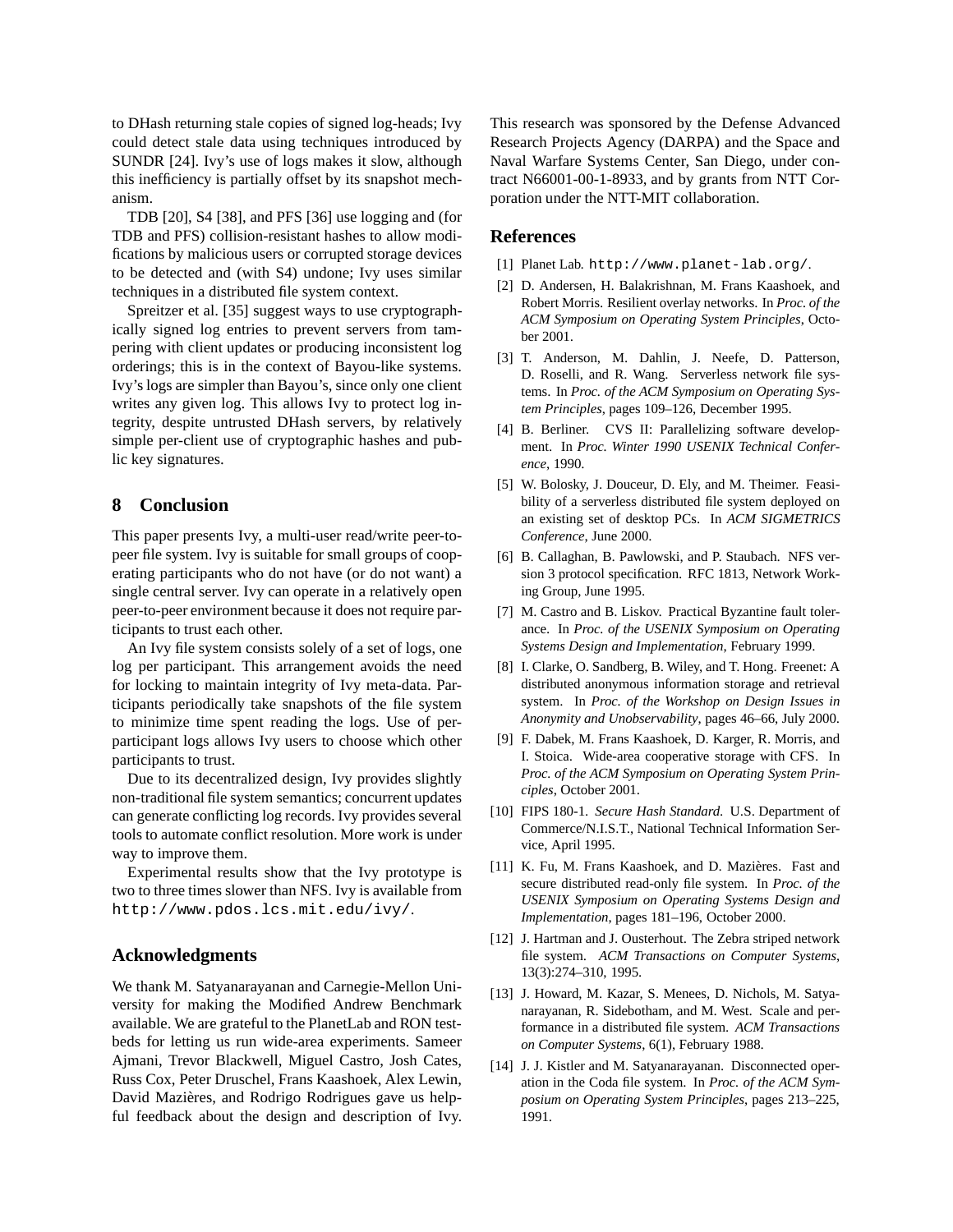to DHash returning stale copies of signed log-heads; Ivy could detect stale data using techniques introduced by SUNDR [24]. Ivy's use of logs makes it slow, although this inefficiency is partially offset by its snapshot mechanism.

TDB [20], S4 [38], and PFS [36] use logging and (for TDB and PFS) collision-resistant hashes to allow modifications by malicious users or corrupted storage devices to be detected and (with S4) undone; Ivy uses similar techniques in a distributed file system context.

Spreitzer et al. [35] suggest ways to use cryptographically signed log entries to prevent servers from tampering with client updates or producing inconsistent log orderings; this is in the context of Bayou-like systems. Ivy's logs are simpler than Bayou's, since only one client writes any given log. This allows Ivy to protect log integrity, despite untrusted DHash servers, by relatively simple per-client use of cryptographic hashes and public key signatures.

## 8 Conclusion

This paper presents Ivy, a multi-user read/write peer-to-peer file system. Ivy is suitable for small groups of cooperating participants who do not have (or do not want) a single central server. Ivy can operate in a relatively open peer-to-peer environment because it does not require participants to trust each other.

An Ivy file system consists solely of a set of logs, one log per participant. This arrangement avoids the need for locking to maintain integrity of Ivy meta-data. Participants periodically take snapshots of the file system to minimize time spent reading the logs. Use of per-participant logs allows Ivy users to choose which other participants to trust.

Due to its decentralized design, Ivy provides slightly non-traditional file system semantics; concurrent updates can generate conflicting log records. Ivy provides several tools to automate conflict resolution. More work is under way to improve them.

Experimental results show that the Ivy prototype is two to three times slower than NFS. Ivy is available from `http://www.pdos.lcs.mit.edu/ivy/`.

## Acknowledgments

We thank M. Satyanarayanan and Carnegie-Mellon University for making the Modified Andrew Benchmark available. We are grateful to the PlanetLab and RON testbeds for letting us run wide-area experiments. Sameer Ajmani, Trevor Blackwell, Miguel Castro, Josh Cates, Russ Cox, Peter Druschel, Frans Kaashoek, Alex Lewin, David Mazières, and Rodrigo Rodrigues gave us helpful feedback about the design and description of Ivy. This research was sponsored by the Defense Advanced Research Projects Agency (DARPA) and the Space and Naval Warfare Systems Center, San Diego, under contract N66001-00-1-8933, and by grants from NTT Corporation under the NTT-MIT collaboration.

## References

[1] Planet Lab. `http://www.planet-lab.org/`.

[2] D. Andersen, H. Balakrishnan, M. Frans Kaashoek, and Robert Morris. Resilient overlay networks. In *Proc. of the ACM Symposium on Operating System Principles*, October 2001.

[3] T. Anderson, M. Dahlin, J. Neefe, D. Patterson, D. Roselli, and R. Wang. Serverless network file systems. In *Proc. of the ACM Symposium on Operating System Principles*, pages 109–126, December 1995.

[4] B. Berliner. CVS II: Parallelizing software development. In *Proc. Winter 1990 USENIX Technical Conference*, 1990.

[5] W. Bolosky, J. Douceur, D. Ely, and M. Theimer. Feasibility of a serverless distributed file system deployed on an existing set of desktop PCs. In *ACM SIGMETRICS Conference*, June 2000.

[6] B. Callaghan, B. Pawlowski, and P. Staubach. NFS version 3 protocol specification. RFC 1813, Network Working Group, June 1995.

[7] M. Castro and B. Liskov. Practical Byzantine fault tolerance. In *Proc. of the USENIX Symposium on Operating Systems Design and Implementation*, February 1999.

[8] I. Clarke, O. Sandberg, B. Wiley, and T. Hong. Freenet: A distributed anonymous information storage and retrieval system. In *Proc. of the Workshop on Design Issues in Anonymity and Unobservability*, pages 46–66, July 2000.

[9] F. Dabek, M. Frans Kaashoek, D. Karger, R. Morris, and I. Stoica. Wide-area cooperative storage with CFS. In *Proc. of the ACM Symposium on Operating System Principles*, October 2001.

[10] FIPS 180-1. *Secure Hash Standard*. U.S. Department of Commerce/N.I.S.T., National Technical Information Service, April 1995.

[11] K. Fu, M. Frans Kaashoek, and D. Mazières. Fast and secure distributed read-only file system. In *Proc. of the USENIX Symposium on Operating Systems Design and Implementation*, pages 181–196, October 2000.

[12] J. Hartman and J. Ousterhout. The Zebra striped network file system. *ACM Transactions on Computer Systems*, 13(3):274–310, 1995.

[13] J. Howard, M. Kazar, S. Menees, D. Nichols, M. Satyanarayanan, R. Sidebotham, and M. West. Scale and performance in a distributed file system. *ACM Transactions on Computer Systems*, 6(1), February 1988.

[14] J. J. Kistler and M. Satyanarayanan. Disconnected operation in the Coda file system. In *Proc. of the ACM Symposium on Operating System Principles*, pages 213–225, 1991.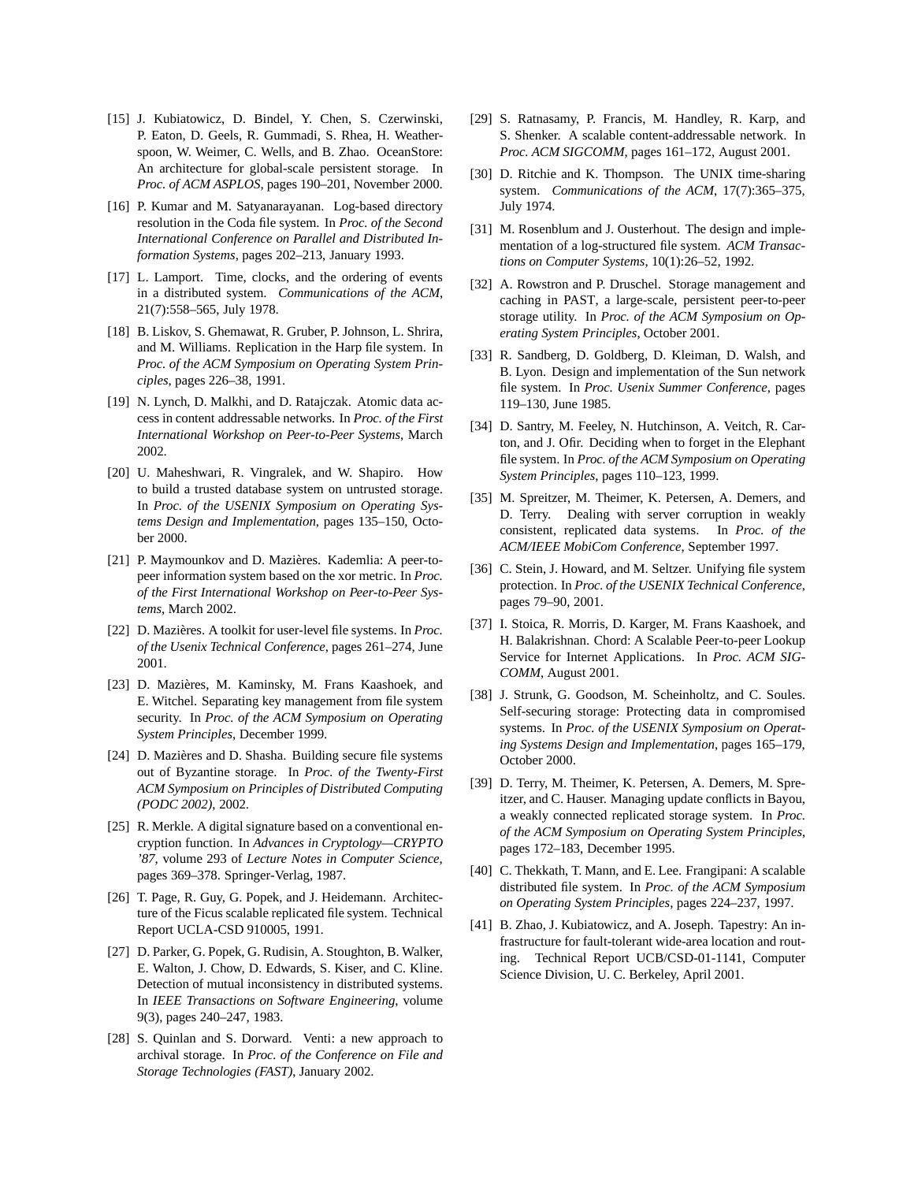[15] J. Kubiatowicz, D. Bindel, Y. Chen, S. Czerwinski, P. Eaton, D. Geels, R. Gummadi, S. Rhea, H. Weatherspoon, W. Weimer, C. Wells, and B. Zhao. OceanStore: An architecture for global-scale persistent storage. In *Proc. of ACM ASPLOS*, pages 190–201, November 2000.

[16] P. Kumar and M. Satyanarayanan. Log-based directory resolution in the Coda file system. In *Proc. of the Second International Conference on Parallel and Distributed Information Systems*, pages 202–213, January 1993.

[17] L. Lamport. Time, clocks, and the ordering of events in a distributed system. *Communications of the ACM*, 21(7):558–565, July 1978.

[18] B. Liskov, S. Ghemawat, R. Gruber, P. Johnson, L. Shrira, and M. Williams. Replication in the Harp file system. In *Proc. of the ACM Symposium on Operating System Principles*, pages 226–38, 1991.

[19] N. Lynch, D. Malkhi, and D. Ratajczak. Atomic data access in content addressable networks. In *Proc. of the First International Workshop on Peer-to-Peer Systems*, March 2002.

[20] U. Maheshwari, R. Vingralek, and W. Shapiro. How to build a trusted database system on untrusted storage. In *Proc. of the USENIX Symposium on Operating Systems Design and Implementation*, pages 135–150, October 2000.

[21] P. Maymounkov and D. Mazières. Kademlia: A peer-to-peer information system based on the xor metric. In *Proc. of the First International Workshop on Peer-to-Peer Systems*, March 2002.

[22] D. Mazières. A toolkit for user-level file systems. In *Proc. of the Usenix Technical Conference*, pages 261–274, June 2001.

[23] D. Mazières, M. Kaminsky, M. Frans Kaashoek, and E. Witchel. Separating key management from file system security. In *Proc. of the ACM Symposium on Operating System Principles*, December 1999.

[24] D. Mazières and D. Shasha. Building secure file systems out of Byzantine storage. In *Proc. of the Twenty-First ACM Symposium on Principles of Distributed Computing (PODC 2002)*, 2002.

[25] R. Merkle. A digital signature based on a conventional encryption function. In *Advances in Cryptology—CRYPTO '87*, volume 293 of *Lecture Notes in Computer Science*, pages 369–378. Springer-Verlag, 1987.

[26] T. Page, R. Guy, G. Popek, and J. Heidemann. Architecture of the Ficus scalable replicated file system. Technical Report UCLA-CSD 910005, 1991.

[27] D. Parker, G. Popek, G. Rudisin, A. Stoughton, B. Walker, E. Walton, J. Chow, D. Edwards, S. Kiser, and C. Kline. Detection of mutual inconsistency in distributed systems. In *IEEE Transactions on Software Engineering*, volume 9(3), pages 240–247, 1983.

[28] S. Quinlan and S. Dorward. Venti: a new approach to archival storage. In *Proc. of the Conference on File and Storage Technologies (FAST)*, January 2002.

[29] S. Ratnasamy, P. Francis, M. Handley, R. Karp, and S. Shenker. A scalable content-addressable network. In *Proc. ACM SIGCOMM*, pages 161–172, August 2001.

[30] D. Ritchie and K. Thompson. The UNIX time-sharing system. *Communications of the ACM*, 17(7):365–375, July 1974.

[31] M. Rosenblum and J. Ousterhout. The design and implementation of a log-structured file system. *ACM Transactions on Computer Systems*, 10(1):26–52, 1992.

[32] A. Rowstron and P. Druschel. Storage management and caching in PAST, a large-scale, persistent peer-to-peer storage utility. In *Proc. of the ACM Symposium on Operating System Principles*, October 2001.

[33] R. Sandberg, D. Goldberg, D. Kleiman, D. Walsh, and B. Lyon. Design and implementation of the Sun network file system. In *Proc. Usenix Summer Conference*, pages 119–130, June 1985.

[34] D. Santry, M. Feeley, N. Hutchinson, A. Veitch, R. Carton, and J. Ofir. Deciding when to forget in the Elephant file system. In *Proc. of the ACM Symposium on Operating System Principles*, pages 110–123, 1999.

[35] M. Spreitzer, M. Theimer, K. Petersen, A. Demers, and D. Terry. Dealing with server corruption in weakly consistent, replicated data systems. In *Proc. of the ACM/IEEE MobiCom Conference*, September 1997.

[36] C. Stein, J. Howard, and M. Seltzer. Unifying file system protection. In *Proc. of the USENIX Technical Conference*, pages 79–90, 2001.

[37] I. Stoica, R. Morris, D. Karger, M. Frans Kaashoek, and H. Balakrishnan. Chord: A Scalable Peer-to-peer Lookup Service for Internet Applications. In *Proc. ACM SIGCOMM*, August 2001.

[38] J. Strunk, G. Goodson, M. Scheinholtz, and C. Soules. Self-securing storage: Protecting data in compromised systems. In *Proc. of the USENIX Symposium on Operating Systems Design and Implementation*, pages 165–179, October 2000.

[39] D. Terry, M. Theimer, K. Petersen, A. Demers, M. Spreitzer, and C. Hauser. Managing update conflicts in Bayou, a weakly connected replicated storage system. In *Proc. of the ACM Symposium on Operating System Principles*, pages 172–183, December 1995.

[40] C. Thekkath, T. Mann, and E. Lee. Frangipani: A scalable distributed file system. In *Proc. of the ACM Symposium on Operating System Principles*, pages 224–237, 1997.

[41] B. Zhao, J. Kubiatowicz, and A. Joseph. Tapestry: An infrastructure for fault-tolerant wide-area location and routing. Technical Report UCB/CSD-01-1141, Computer Science Division, U. C. Berkeley, April 2001.